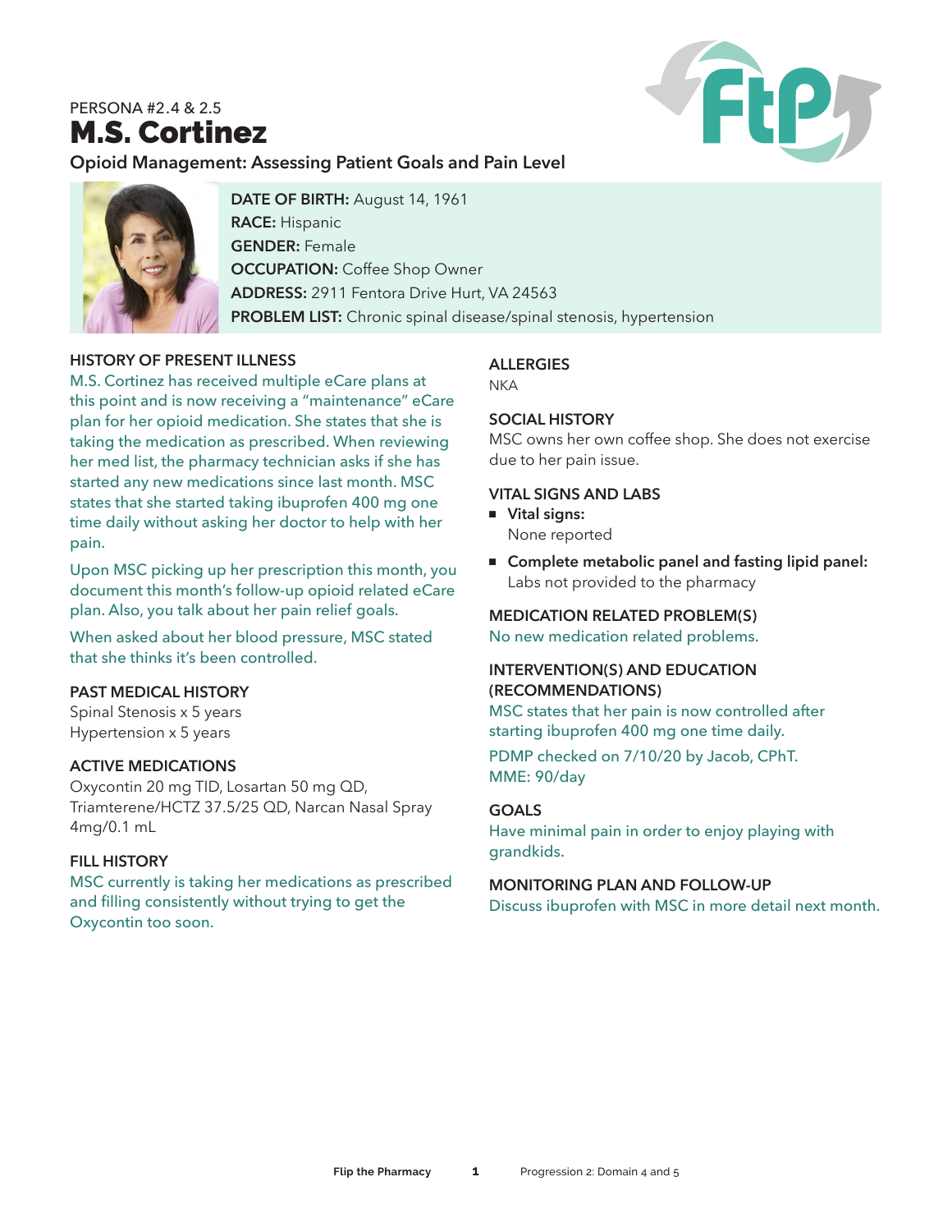PERSONA #2.4 & 2.5

# M.S. Cortinez

**Opioid Management: Assessing Patient Goals and Pain Level**

**DATE OF BIRTH:** August 14, 1961
**RACE:** Hispanic
**GENDER:** Female
**OCCUPATION:** Coffee Shop Owner
**ADDRESS:** 2911 Fentora Drive Hurt, VA 24563
**PROBLEM LIST:** Chronic spinal disease/spinal stenosis, hypertension

### HISTORY OF PRESENT ILLNESS

M.S. Cortinez has received multiple eCare plans at this point and is now receiving a "maintenance" eCare plan for her opioid medication. She states that she is taking the medication as prescribed. When reviewing her med list, the pharmacy technician asks if she has started any new medications since last month. MSC states that she started taking ibuprofen 400 mg one time daily without asking her doctor to help with her pain.

Upon MSC picking up her prescription this month, you document this month's follow-up opioid related eCare plan. Also, you talk about her pain relief goals.

When asked about her blood pressure, MSC stated that she thinks it's been controlled.

### PAST MEDICAL HISTORY

Spinal Stenosis x 5 years
Hypertension x 5 years

### ACTIVE MEDICATIONS

Oxycontin 20 mg TID, Losartan 50 mg QD, Triamterene/HCTZ 37.5/25 QD, Narcan Nasal Spray 4mg/0.1 mL

### FILL HISTORY

MSC currently is taking her medications as prescribed and filling consistently without trying to get the Oxycontin too soon.

### ALLERGIES

NKA

### SOCIAL HISTORY

MSC owns her own coffee shop. She does not exercise due to her pain issue.

### VITAL SIGNS AND LABS

- **Vital signs:**
  None reported
- **Complete metabolic panel and fasting lipid panel:**
  Labs not provided to the pharmacy

### MEDICATION RELATED PROBLEM(S)

No new medication related problems.

### INTERVENTION(S) AND EDUCATION (RECOMMENDATIONS)

MSC states that her pain is now controlled after starting ibuprofen 400 mg one time daily.

PDMP checked on 7/10/20 by Jacob, CPhT.
MME: 90/day

### GOALS

Have minimal pain in order to enjoy playing with grandkids.

### MONITORING PLAN AND FOLLOW-UP

Discuss ibuprofen with MSC in more detail next month.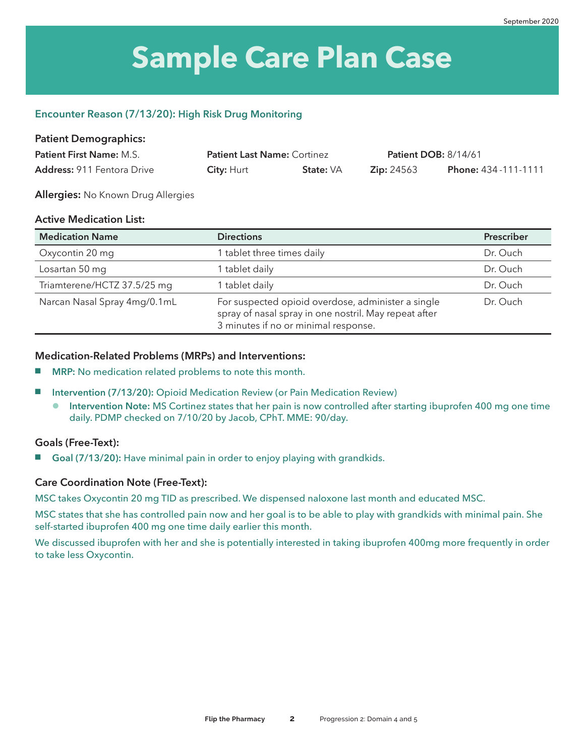# Sample Care Plan Case

### Encounter Reason (7/13/20): High Risk Drug Monitoring

**Patient Demographics:**

**Patient First Name:** M.S. **Patient Last Name:** Cortinez **Patient DOB:** 8/14/61

**Address:** 911 Fentora Drive **City:** Hurt **State:** VA **Zip:** 24563 **Phone:** 434-111-1111

**Allergies:** No Known Drug Allergies

**Active Medication List:**

| Medication Name | Directions | Prescriber |
|---|---|---|
| Oxycontin 20 mg | 1 tablet three times daily | Dr. Ouch |
| Losartan 50 mg | 1 tablet daily | Dr. Ouch |
| Triamterene/HCTZ 37.5/25 mg | 1 tablet daily | Dr. Ouch |
| Narcan Nasal Spray 4mg/0.1mL | For suspected opioid overdose, administer a single spray of nasal spray in one nostril. May repeat after 3 minutes if no or minimal response. | Dr. Ouch |

**Medication-Related Problems (MRPs) and Interventions:**

- **MRP:** No medication related problems to note this month.
- **Intervention (7/13/20):** Opioid Medication Review (or Pain Medication Review)
  - **Intervention Note:** MS Cortinez states that her pain is now controlled after starting ibuprofen 400 mg one time daily. PDMP checked on 7/10/20 by Jacob, CPhT. MME: 90/day.

**Goals (Free-Text):**

- **Goal (7/13/20):** Have minimal pain in order to enjoy playing with grandkids.

**Care Coordination Note (Free-Text):**

MSC takes Oxycontin 20 mg TID as prescribed. We dispensed naloxone last month and educated MSC.

MSC states that she has controlled pain now and her goal is to be able to play with grandkids with minimal pain. She self-started ibuprofen 400 mg one time daily earlier this month.

We discussed ibuprofen with her and she is potentially interested in taking ibuprofen 400mg more frequently in order to take less Oxycontin.